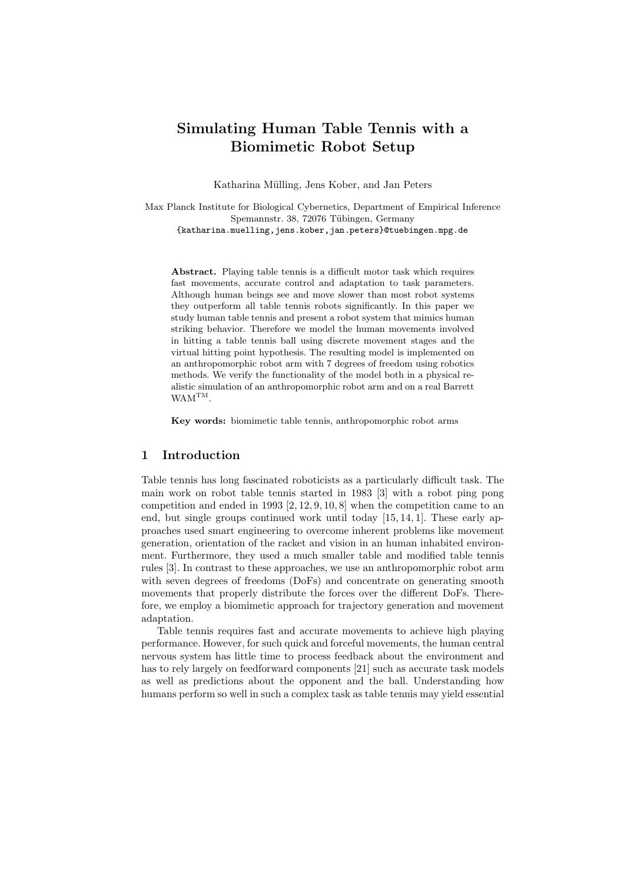# Simulating Human Table Tennis with a Biomimetic Robot Setup

Katharina Mülling, Jens Kober, and Jan Peters

Max Planck Institute for Biological Cybernetics, Department of Empirical Inference
Spemannstr. 38, 72076 Tübingen, Germany
{katharina.muelling,jens.kober,jan.peters}@tuebingen.mpg.de

**Abstract.** Playing table tennis is a difficult motor task which requires fast movements, accurate control and adaptation to task parameters. Although human beings see and move slower than most robot systems they outperform all table tennis robots significantly. In this paper we study human table tennis and present a robot system that mimics human striking behavior. Therefore we model the human movements involved in hitting a table tennis ball using discrete movement stages and the virtual hitting point hypothesis. The resulting model is implemented on an anthropomorphic robot arm with 7 degrees of freedom using robotics methods. We verify the functionality of the model both in a physical realistic simulation of an anthropomorphic robot arm and on a real Barrett WAM$^{\text{TM}}$.

**Key words:** biomimetic table tennis, anthropomorphic robot arms

## 1 Introduction

Table tennis has long fascinated roboticists as a particularly difficult task. The main work on robot table tennis started in 1983 [3] with a robot ping pong competition and ended in 1993 [2, 12, 9, 10, 8] when the competition came to an end, but single groups continued work until today [15, 14, 1]. These early approaches used smart engineering to overcome inherent problems like movement generation, orientation of the racket and vision in an human inhabited environment. Furthermore, they used a much smaller table and modified table tennis rules [3]. In contrast to these approaches, we use an anthropomorphic robot arm with seven degrees of freedoms (DoFs) and concentrate on generating smooth movements that properly distribute the forces over the different DoFs. Therefore, we employ a biomimetic approach for trajectory generation and movement adaptation.

Table tennis requires fast and accurate movements to achieve high playing performance. However, for such quick and forceful movements, the human central nervous system has little time to process feedback about the environment and has to rely largely on feedforward components [21] such as accurate task models as well as predictions about the opponent and the ball. Understanding how humans perform so well in such a complex task as table tennis may yield essential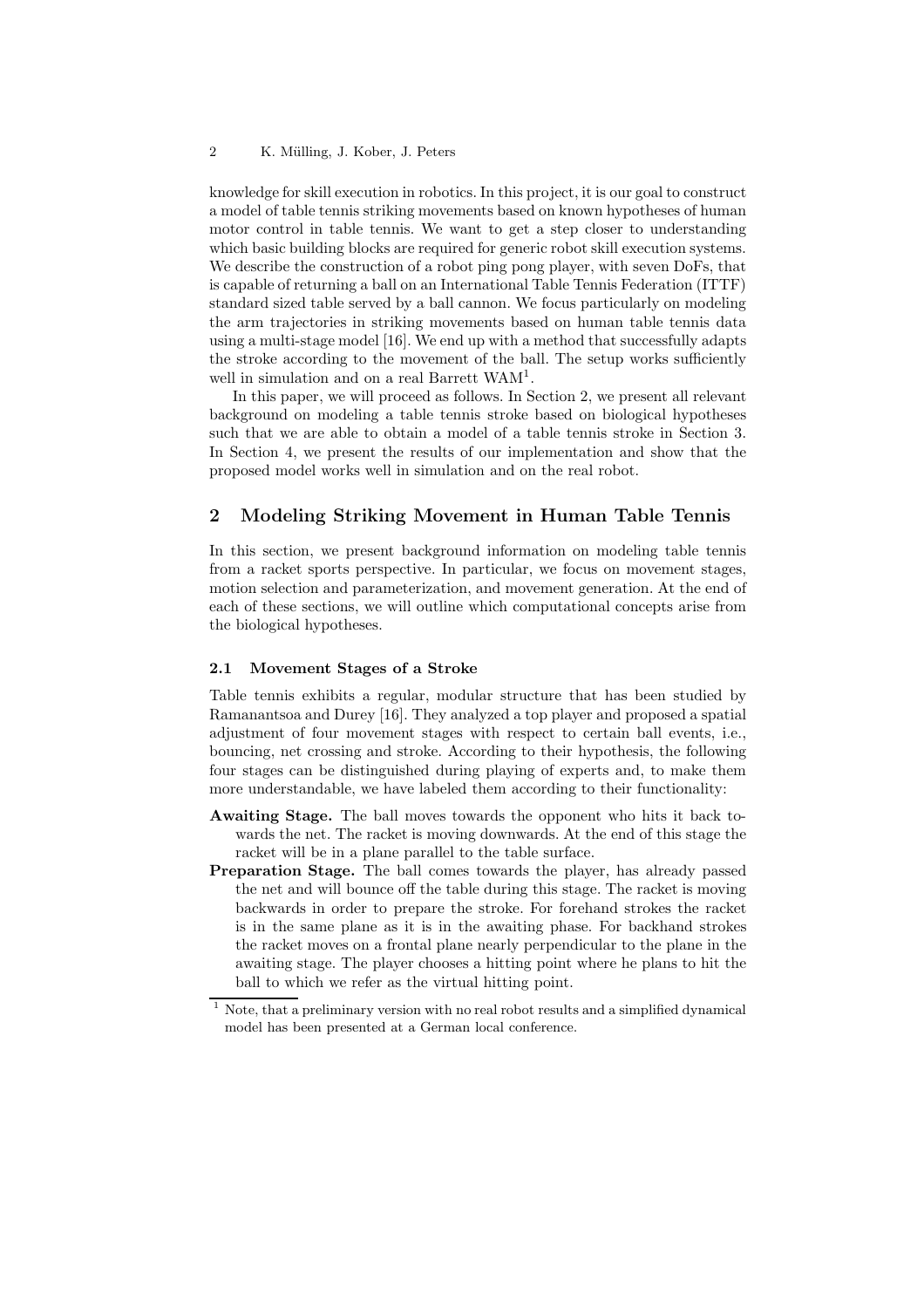knowledge for skill execution in robotics. In this project, it is our goal to construct a model of table tennis striking movements based on known hypotheses of human motor control in table tennis. We want to get a step closer to understanding which basic building blocks are required for generic robot skill execution systems. We describe the construction of a robot ping pong player, with seven DoFs, that is capable of returning a ball on an International Table Tennis Federation (ITTF) standard sized table served by a ball cannon. We focus particularly on modeling the arm trajectories in striking movements based on human table tennis data using a multi-stage model [16]. We end up with a method that successfully adapts the stroke according to the movement of the ball. The setup works sufficiently well in simulation and on a real Barrett WAM[1].

In this paper, we will proceed as follows. In Section 2, we present all relevant background on modeling a table tennis stroke based on biological hypotheses such that we are able to obtain a model of a table tennis stroke in Section 3. In Section 4, we present the results of our implementation and show that the proposed model works well in simulation and on the real robot.

## 2 Modeling Striking Movement in Human Table Tennis

In this section, we present background information on modeling table tennis from a racket sports perspective. In particular, we focus on movement stages, motion selection and parameterization, and movement generation. At the end of each of these sections, we will outline which computational concepts arise from the biological hypotheses.

### 2.1 Movement Stages of a Stroke

Table tennis exhibits a regular, modular structure that has been studied by Ramanantsoa and Durey [16]. They analyzed a top player and proposed a spatial adjustment of four movement stages with respect to certain ball events, i.e., bouncing, net crossing and stroke. According to their hypothesis, the following four stages can be distinguished during playing of experts and, to make them more understandable, we have labeled them according to their functionality:

**Awaiting Stage.** The ball moves towards the opponent who hits it back towards the net. The racket is moving downwards. At the end of this stage the racket will be in a plane parallel to the table surface.

**Preparation Stage.** The ball comes towards the player, has already passed the net and will bounce off the table during this stage. The racket is moving backwards in order to prepare the stroke. For forehand strokes the racket is in the same plane as it is in the awaiting phase. For backhand strokes the racket moves on a frontal plane nearly perpendicular to the plane in the awaiting stage. The player chooses a hitting point where he plans to hit the ball to which we refer as the virtual hitting point.

[1] Note, that a preliminary version with no real robot results and a simplified dynamical model has been presented at a German local conference.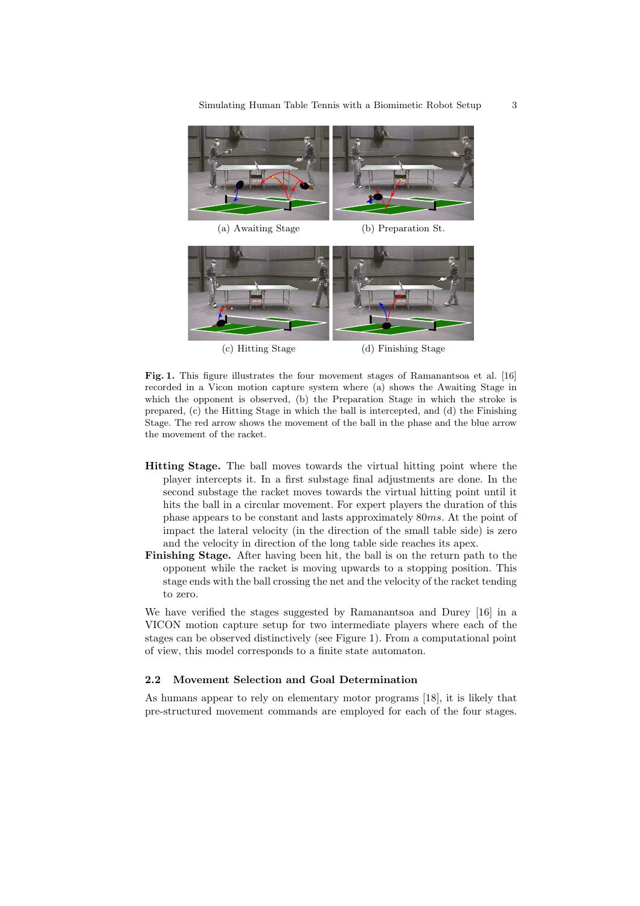(a) Awaiting Stage

(b) Preparation St.

(c) Hitting Stage

(d) Finishing Stage

**Fig. 1.** This figure illustrates the four movement stages of Ramanantsoa et al. [16] recorded in a Vicon motion capture system where (a) shows the Awaiting Stage in which the opponent is observed, (b) the Preparation Stage in which the stroke is prepared, (c) the Hitting Stage in which the ball is intercepted, and (d) the Finishing Stage. The red arrow shows the movement of the ball in the phase and the blue arrow the movement of the racket.

**Hitting Stage.** The ball moves towards the virtual hitting point where the player intercepts it. In a first substage final adjustments are done. In the second substage the racket moves towards the virtual hitting point until it hits the ball in a circular movement. For expert players the duration of this phase appears to be constant and lasts approximately $80ms$. At the point of impact the lateral velocity (in the direction of the small table side) is zero and the velocity in direction of the long table side reaches its apex.

**Finishing Stage.** After having been hit, the ball is on the return path to the opponent while the racket is moving upwards to a stopping position. This stage ends with the ball crossing the net and the velocity of the racket tending to zero.

We have verified the stages suggested by Ramanantsoa and Durey [16] in a VICON motion capture setup for two intermediate players where each of the stages can be observed distinctively (see Figure 1). From a computational point of view, this model corresponds to a finite state automaton.

### 2.2 Movement Selection and Goal Determination

As humans appear to rely on elementary motor programs [18], it is likely that pre-structured movement commands are employed for each of the four stages.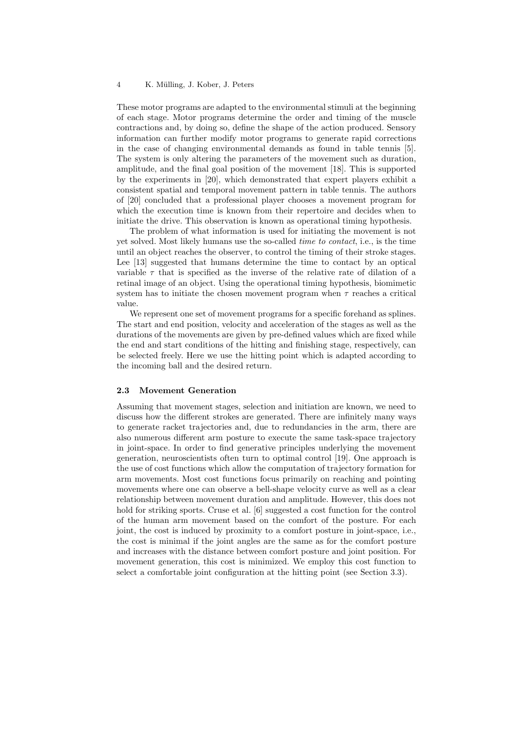These motor programs are adapted to the environmental stimuli at the beginning of each stage. Motor programs determine the order and timing of the muscle contractions and, by doing so, define the shape of the action produced. Sensory information can further modify motor programs to generate rapid corrections in the case of changing environmental demands as found in table tennis [5]. The system is only altering the parameters of the movement such as duration, amplitude, and the final goal position of the movement [18]. This is supported by the experiments in [20], which demonstrated that expert players exhibit a consistent spatial and temporal movement pattern in table tennis. The authors of [20] concluded that a professional player chooses a movement program for which the execution time is known from their repertoire and decides when to initiate the drive. This observation is known as operational timing hypothesis.

The problem of what information is used for initiating the movement is not yet solved. Most likely humans use the so-called *time to contact*, i.e., is the time until an object reaches the observer, to control the timing of their stroke stages. Lee [13] suggested that humans determine the time to contact by an optical variable $\tau$ that is specified as the inverse of the relative rate of dilation of a retinal image of an object. Using the operational timing hypothesis, biomimetic system has to initiate the chosen movement program when $\tau$ reaches a critical value.

We represent one set of movement programs for a specific forehand as splines. The start and end position, velocity and acceleration of the stages as well as the durations of the movements are given by pre-defined values which are fixed while the end and start conditions of the hitting and finishing stage, respectively, can be selected freely. Here we use the hitting point which is adapted according to the incoming ball and the desired return.

### 2.3 Movement Generation

Assuming that movement stages, selection and initiation are known, we need to discuss how the different strokes are generated. There are infinitely many ways to generate racket trajectories and, due to redundancies in the arm, there are also numerous different arm posture to execute the same task-space trajectory in joint-space. In order to find generative principles underlying the movement generation, neuroscientists often turn to optimal control [19]. One approach is the use of cost functions which allow the computation of trajectory formation for arm movements. Most cost functions focus primarily on reaching and pointing movements where one can observe a bell-shape velocity curve as well as a clear relationship between movement duration and amplitude. However, this does not hold for striking sports. Cruse et al. [6] suggested a cost function for the control of the human arm movement based on the comfort of the posture. For each joint, the cost is induced by proximity to a comfort posture in joint-space, i.e., the cost is minimal if the joint angles are the same as for the comfort posture and increases with the distance between comfort posture and joint position. For movement generation, this cost is minimized. We employ this cost function to select a comfortable joint configuration at the hitting point (see Section 3.3).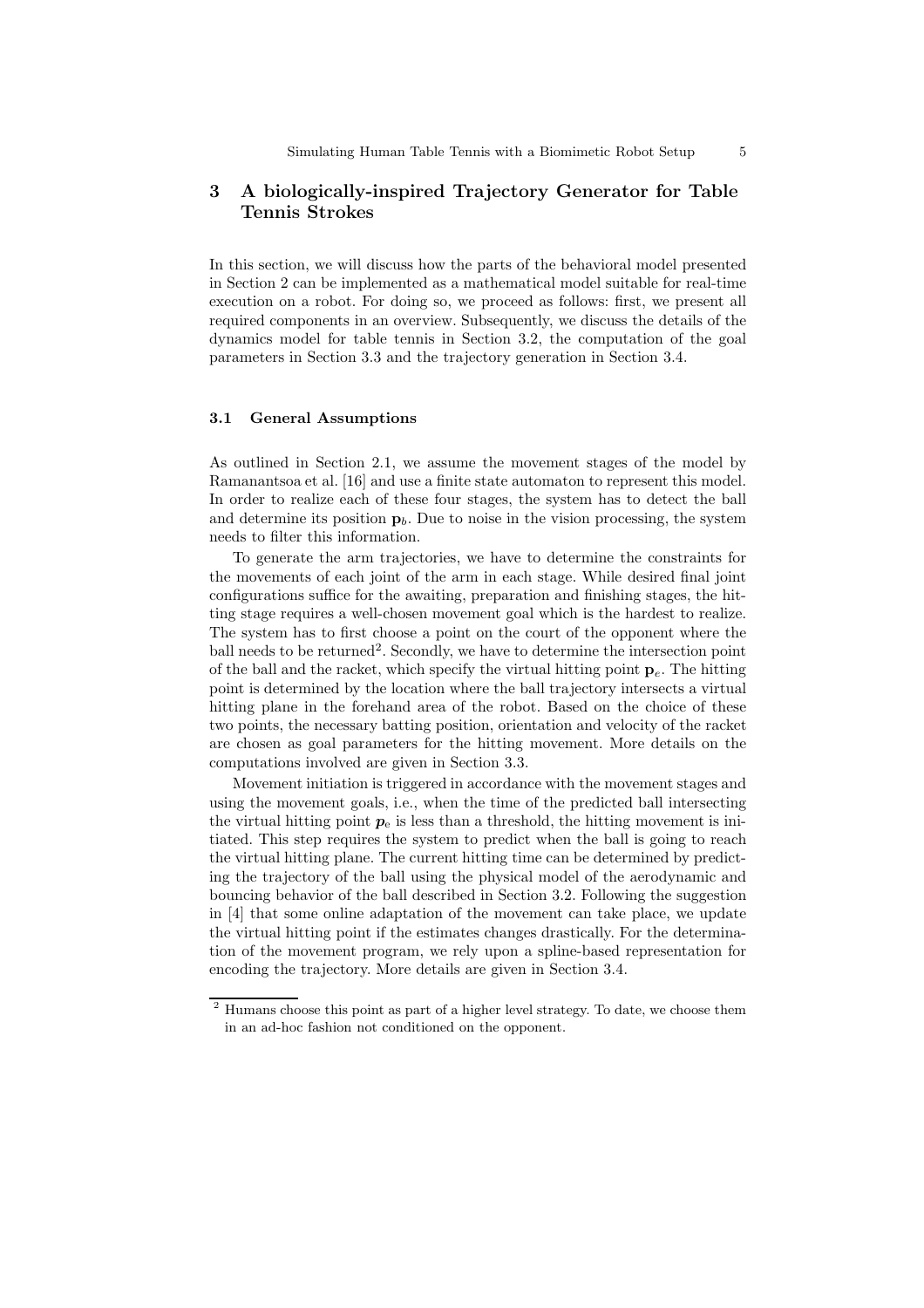## 3 A biologically-inspired Trajectory Generator for Table Tennis Strokes

In this section, we will discuss how the parts of the behavioral model presented in Section 2 can be implemented as a mathematical model suitable for real-time execution on a robot. For doing so, we proceed as follows: first, we present all required components in an overview. Subsequently, we discuss the details of the dynamics model for table tennis in Section 3.2, the computation of the goal parameters in Section 3.3 and the trajectory generation in Section 3.4.

### 3.1 General Assumptions

As outlined in Section 2.1, we assume the movement stages of the model by Ramanantsoa et al. [16] and use a finite state automaton to represent this model. In order to realize each of these four stages, the system has to detect the ball and determine its position $\mathbf{p}_b$. Due to noise in the vision processing, the system needs to filter this information.

To generate the arm trajectories, we have to determine the constraints for the movements of each joint of the arm in each stage. While desired final joint configurations suffice for the awaiting, preparation and finishing stages, the hitting stage requires a well-chosen movement goal which is the hardest to realize. The system has to first choose a point on the court of the opponent where the ball needs to be returned[2]. Secondly, we have to determine the intersection point of the ball and the racket, which specify the virtual hitting point $\mathbf{p}_e$. The hitting point is determined by the location where the ball trajectory intersects a virtual hitting plane in the forehand area of the robot. Based on the choice of these two points, the necessary batting position, orientation and velocity of the racket are chosen as goal parameters for the hitting movement. More details on the computations involved are given in Section 3.3.

Movement initiation is triggered in accordance with the movement stages and using the movement goals, i.e., when the time of the predicted ball intersecting the virtual hitting point $\boldsymbol{p}_e$ is less than a threshold, the hitting movement is initiated. This step requires the system to predict when the ball is going to reach the virtual hitting plane. The current hitting time can be determined by predicting the trajectory of the ball using the physical model of the aerodynamic and bouncing behavior of the ball described in Section 3.2. Following the suggestion in [4] that some online adaptation of the movement can take place, we update the virtual hitting point if the estimates changes drastically. For the determination of the movement program, we rely upon a spline-based representation for encoding the trajectory. More details are given in Section 3.4.

[2] Humans choose this point as part of a higher level strategy. To date, we choose them in an ad-hoc fashion not conditioned on the opponent.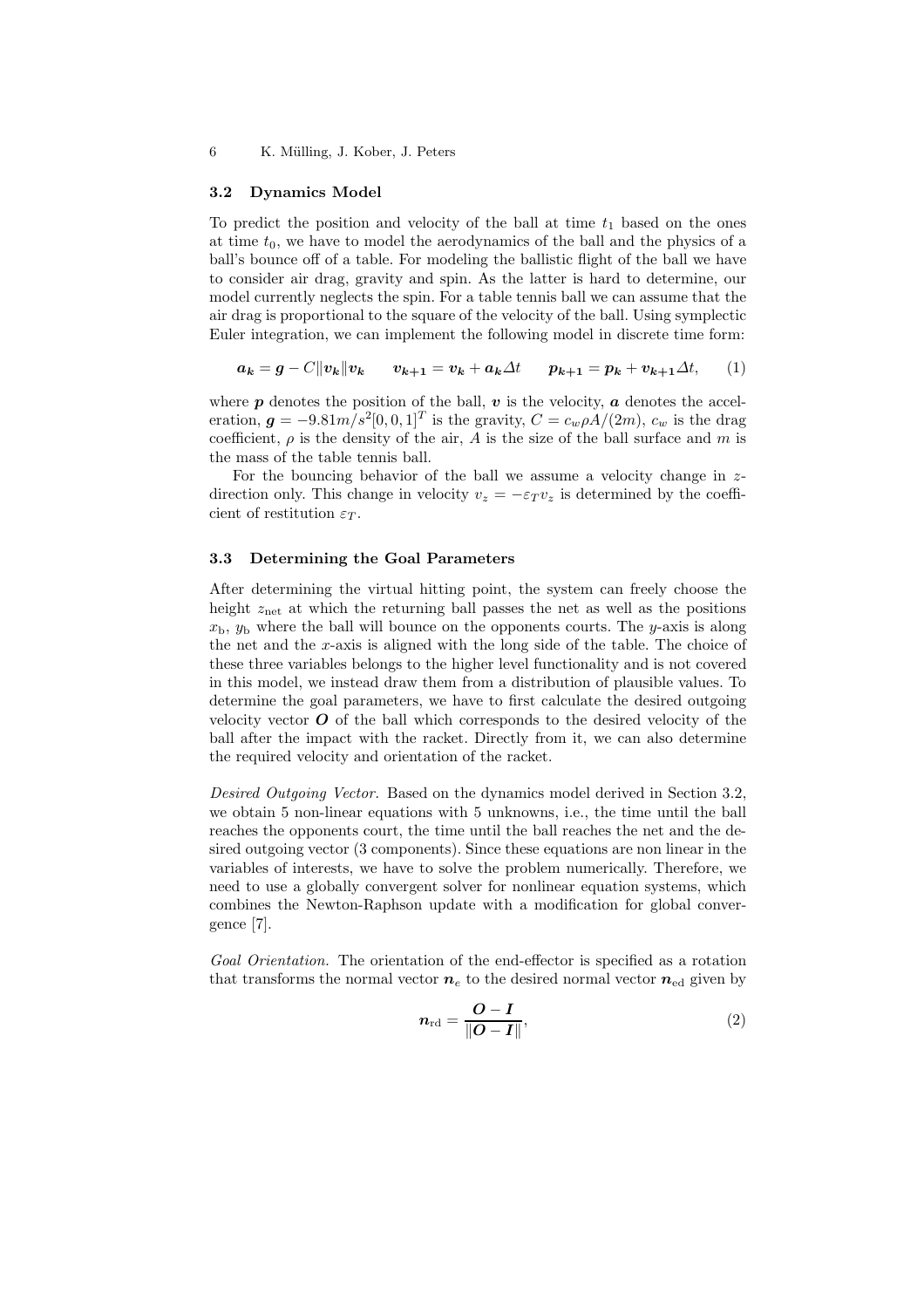### 3.2 Dynamics Model

To predict the position and velocity of the ball at time $t_1$ based on the ones at time $t_0$, we have to model the aerodynamics of the ball and the physics of a ball's bounce off of a table. For modeling the ballistic flight of the ball we have to consider air drag, gravity and spin. As the latter is hard to determine, our model currently neglects the spin. For a table tennis ball we can assume that the air drag is proportional to the square of the velocity of the ball. Using symplectic Euler integration, we can implement the following model in discrete time form:

$$\boldsymbol{a_k} = \boldsymbol{g} - C\|\boldsymbol{v_k}\|\boldsymbol{v_k} \qquad \boldsymbol{v_{k+1}} = \boldsymbol{v_k} + \boldsymbol{a_k}\Delta t \qquad \boldsymbol{p_{k+1}} = \boldsymbol{p_k} + \boldsymbol{v_{k+1}}\Delta t, \tag{1}$$

where $\boldsymbol{p}$ denotes the position of the ball, $\boldsymbol{v}$ is the velocity, $\boldsymbol{a}$ denotes the acceleration, $\boldsymbol{g} = -9.81 m/s^2 [0, 0, 1]^T$ is the gravity, $C = c_w \rho A/(2m)$, $c_w$ is the drag coefficient, $\rho$ is the density of the air, $A$ is the size of the ball surface and $m$ is the mass of the table tennis ball.

For the bouncing behavior of the ball we assume a velocity change in $z$-direction only. This change in velocity $v_z = -\varepsilon_T v_z$ is determined by the coefficient of restitution $\varepsilon_T$.

### 3.3 Determining the Goal Parameters

After determining the virtual hitting point, the system can freely choose the height $z_{\text{net}}$ at which the returning ball passes the net as well as the positions $x_{\text{b}}$, $y_{\text{b}}$ where the ball will bounce on the opponents courts. The $y$-axis is along the net and the $x$-axis is aligned with the long side of the table. The choice of these three variables belongs to the higher level functionality and is not covered in this model, we instead draw them from a distribution of plausible values. To determine the goal parameters, we have to first calculate the desired outgoing velocity vector $\boldsymbol{O}$ of the ball which corresponds to the desired velocity of the ball after the impact with the racket. Directly from it, we can also determine the required velocity and orientation of the racket.

*Desired Outgoing Vector.* Based on the dynamics model derived in Section 3.2, we obtain 5 non-linear equations with 5 unknowns, i.e., the time until the ball reaches the opponents court, the time until the ball reaches the net and the desired outgoing vector (3 components). Since these equations are non linear in the variables of interests, we have to solve the problem numerically. Therefore, we need to use a globally convergent solver for nonlinear equation systems, which combines the Newton-Raphson update with a modification for global convergence [7].

*Goal Orientation.* The orientation of the end-effector is specified as a rotation that transforms the normal vector $\boldsymbol{n}_e$ to the desired normal vector $\boldsymbol{n}_{\text{ed}}$ given by

$$\boldsymbol{n}_{\text{rd}} = \frac{\boldsymbol{O} - \boldsymbol{I}}{\|\boldsymbol{O} - \boldsymbol{I}\|}, \tag{2}$$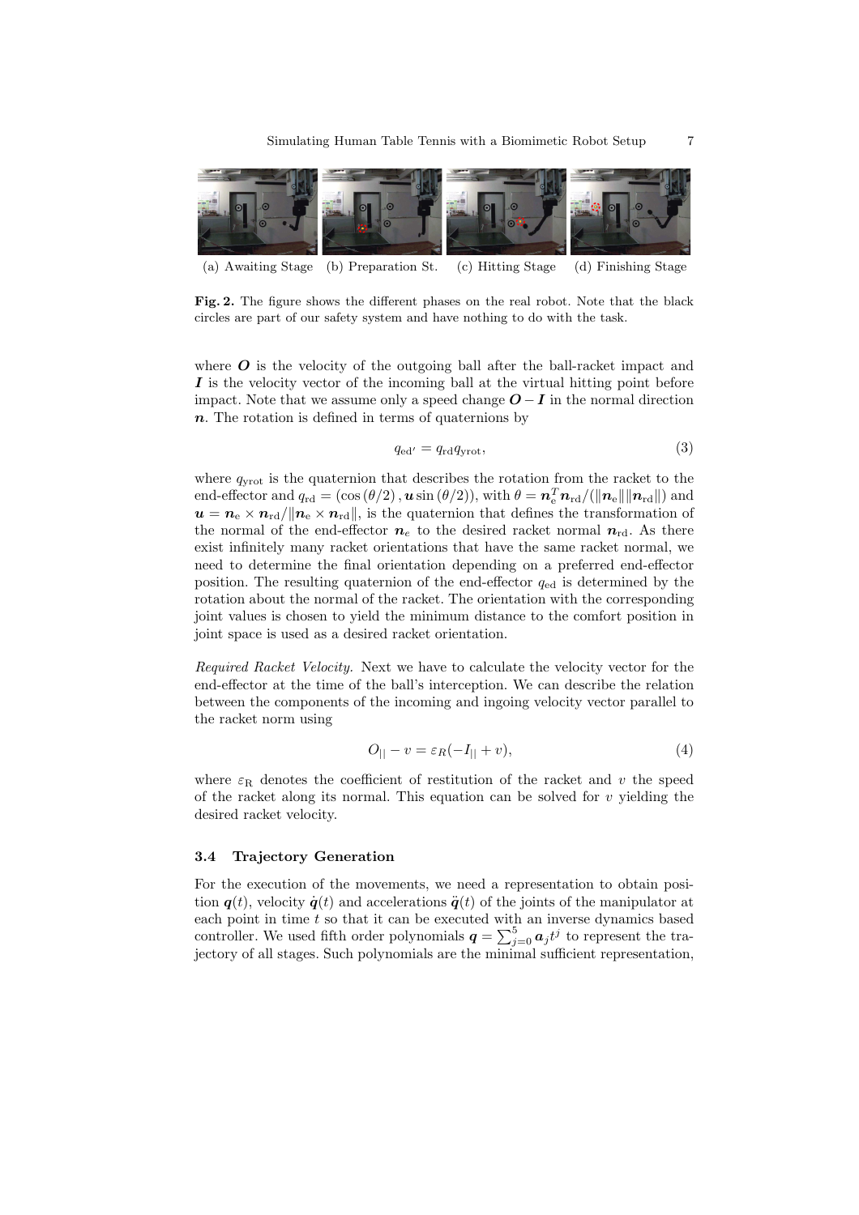(a) Awaiting Stage (b) Preparation St. (c) Hitting Stage (d) Finishing Stage

**Fig. 2.** The figure shows the different phases on the real robot. Note that the black circles are part of our safety system and have nothing to do with the task.

where $\boldsymbol{O}$ is the velocity of the outgoing ball after the ball-racket impact and $\boldsymbol{I}$ is the velocity vector of the incoming ball at the virtual hitting point before impact. Note that we assume only a speed change $\boldsymbol{O} - \boldsymbol{I}$ in the normal direction $\boldsymbol{n}$. The rotation is defined in terms of quaternions by

$$q_{\mathrm{ed}'} = q_{\mathrm{rd}} q_{\mathrm{yrot}}, \tag{3}$$

where $q_{\mathrm{yrot}}$ is the quaternion that describes the rotation from the racket to the end-effector and $q_{\mathrm{rd}} = (\cos(\theta/2), \boldsymbol{u}\sin(\theta/2))$, with $\theta = \boldsymbol{n}_{\mathrm{e}}^T \boldsymbol{n}_{\mathrm{rd}} / (\|\boldsymbol{n}_{\mathrm{e}}\| \|\boldsymbol{n}_{\mathrm{rd}}\|)$ and $\boldsymbol{u} = \boldsymbol{n}_{\mathrm{e}} \times \boldsymbol{n}_{\mathrm{rd}} / \|\boldsymbol{n}_{\mathrm{e}} \times \boldsymbol{n}_{\mathrm{rd}}\|$, is the quaternion that defines the transformation of the normal of the end-effector $\boldsymbol{n}_{\mathrm{e}}$ to the desired racket normal $\boldsymbol{n}_{\mathrm{rd}}$. As there exist infinitely many racket orientations that have the same racket normal, we need to determine the final orientation depending on a preferred end-effector position. The resulting quaternion of the end-effector $q_{\mathrm{ed}}$ is determined by the rotation about the normal of the racket. The orientation with the corresponding joint values is chosen to yield the minimum distance to the comfort position in joint space is used as a desired racket orientation.

*Required Racket Velocity.* Next we have to calculate the velocity vector for the end-effector at the time of the ball's interception. We can describe the relation between the components of the incoming and ingoing velocity vector parallel to the racket norm using

$$O_{||} - v = \varepsilon_R(-I_{||} + v), \tag{4}$$

where $\varepsilon_{\mathrm{R}}$ denotes the coefficient of restitution of the racket and $v$ the speed of the racket along its normal. This equation can be solved for $v$ yielding the desired racket velocity.

### 3.4 Trajectory Generation

For the execution of the movements, we need a representation to obtain position $\boldsymbol{q}(t)$, velocity $\dot{\boldsymbol{q}}(t)$ and accelerations $\ddot{\boldsymbol{q}}(t)$ of the joints of the manipulator at each point in time $t$ so that it can be executed with an inverse dynamics based controller. We used fifth order polynomials $\boldsymbol{q} = \sum_{j=0}^{5} \boldsymbol{a}_j t^j$ to represent the trajectory of all stages. Such polynomials are the minimal sufficient representation,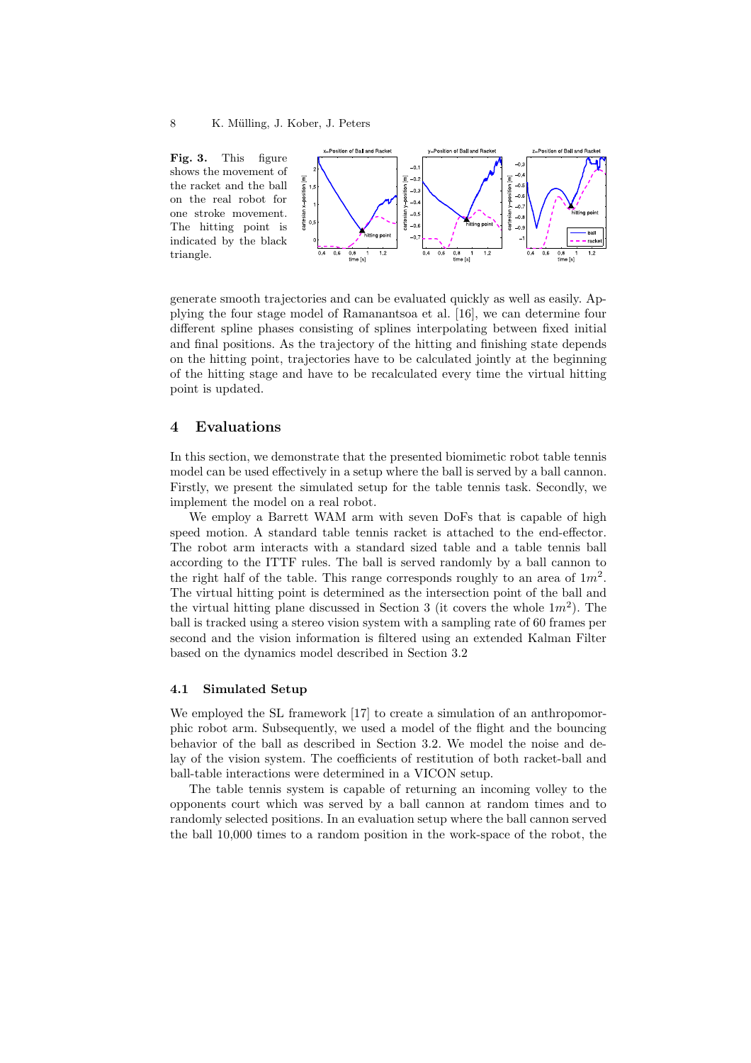**Fig. 3.** This figure shows the movement of the racket and the ball on the real robot for one stroke movement. The hitting point is indicated by the black triangle.

generate smooth trajectories and can be evaluated quickly as well as easily. Applying the four stage model of Ramanantsoa et al. [16], we can determine four different spline phases consisting of splines interpolating between fixed initial and final positions. As the trajectory of the hitting and finishing state depends on the hitting point, trajectories have to be calculated jointly at the beginning of the hitting stage and have to be recalculated every time the virtual hitting point is updated.

## 4 Evaluations

In this section, we demonstrate that the presented biomimetic robot table tennis model can be used effectively in a setup where the ball is served by a ball cannon. Firstly, we present the simulated setup for the table tennis task. Secondly, we implement the model on a real robot.

We employ a Barrett WAM arm with seven DoFs that is capable of high speed motion. A standard table tennis racket is attached to the end-effector. The robot arm interacts with a standard sized table and a table tennis ball according to the ITTF rules. The ball is served randomly by a ball cannon to the right half of the table. This range corresponds roughly to an area of $1m^2$. The virtual hitting point is determined as the intersection point of the ball and the virtual hitting plane discussed in Section 3 (it covers the whole $1m^2$). The ball is tracked using a stereo vision system with a sampling rate of 60 frames per second and the vision information is filtered using an extended Kalman Filter based on the dynamics model described in Section 3.2

### 4.1 Simulated Setup

We employed the SL framework [17] to create a simulation of an anthropomorphic robot arm. Subsequently, we used a model of the flight and the bouncing behavior of the ball as described in Section 3.2. We model the noise and delay of the vision system. The coefficients of restitution of both racket-ball and ball-table interactions were determined in a VICON setup.

The table tennis system is capable of returning an incoming volley to the opponents court which was served by a ball cannon at random times and to randomly selected positions. In an evaluation setup where the ball cannon served the ball 10,000 times to a random position in the work-space of the robot, the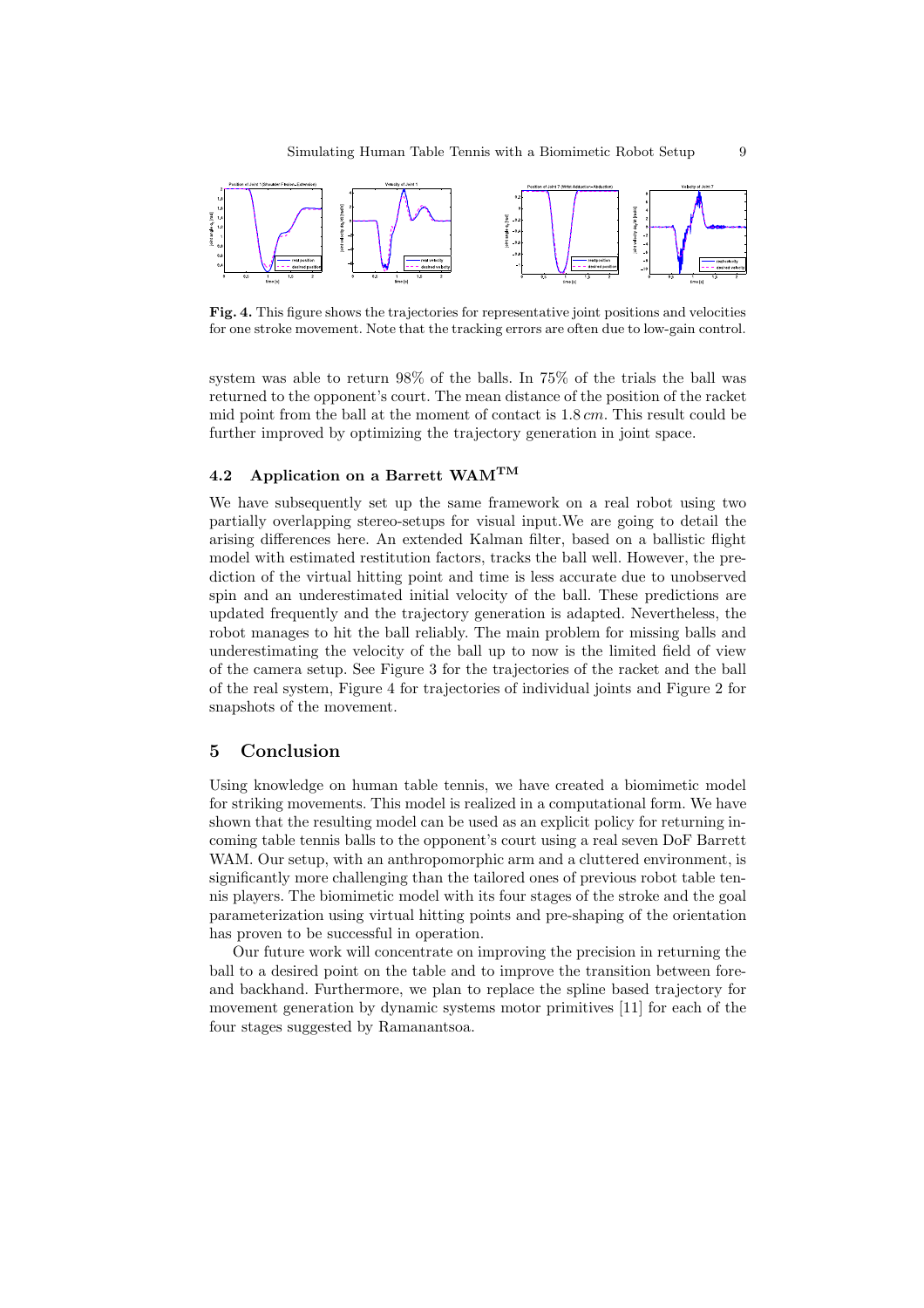**Fig. 4.** This figure shows the trajectories for representative joint positions and velocities for one stroke movement. Note that the tracking errors are often due to low-gain control.

system was able to return 98% of the balls. In 75% of the trials the ball was returned to the opponent's court. The mean distance of the position of the racket mid point from the ball at the moment of contact is $1.8\,cm$. This result could be further improved by optimizing the trajectory generation in joint space.

### 4.2 Application on a Barrett WAM™

We have subsequently set up the same framework on a real robot using two partially overlapping stereo-setups for visual input.We are going to detail the arising differences here. An extended Kalman filter, based on a ballistic flight model with estimated restitution factors, tracks the ball well. However, the prediction of the virtual hitting point and time is less accurate due to unobserved spin and an underestimated initial velocity of the ball. These predictions are updated frequently and the trajectory generation is adapted. Nevertheless, the robot manages to hit the ball reliably. The main problem for missing balls and underestimating the velocity of the ball up to now is the limited field of view of the camera setup. See Figure 3 for the trajectories of the racket and the ball of the real system, Figure 4 for trajectories of individual joints and Figure 2 for snapshots of the movement.

## 5 Conclusion

Using knowledge on human table tennis, we have created a biomimetic model for striking movements. This model is realized in a computational form. We have shown that the resulting model can be used as an explicit policy for returning incoming table tennis balls to the opponent's court using a real seven DoF Barrett WAM. Our setup, with an anthropomorphic arm and a cluttered environment, is significantly more challenging than the tailored ones of previous robot table tennis players. The biomimetic model with its four stages of the stroke and the goal parameterization using virtual hitting points and pre-shaping of the orientation has proven to be successful in operation.

Our future work will concentrate on improving the precision in returning the ball to a desired point on the table and to improve the transition between fore- and backhand. Furthermore, we plan to replace the spline based trajectory for movement generation by dynamic systems motor primitives [11] for each of the four stages suggested by Ramanantsoa.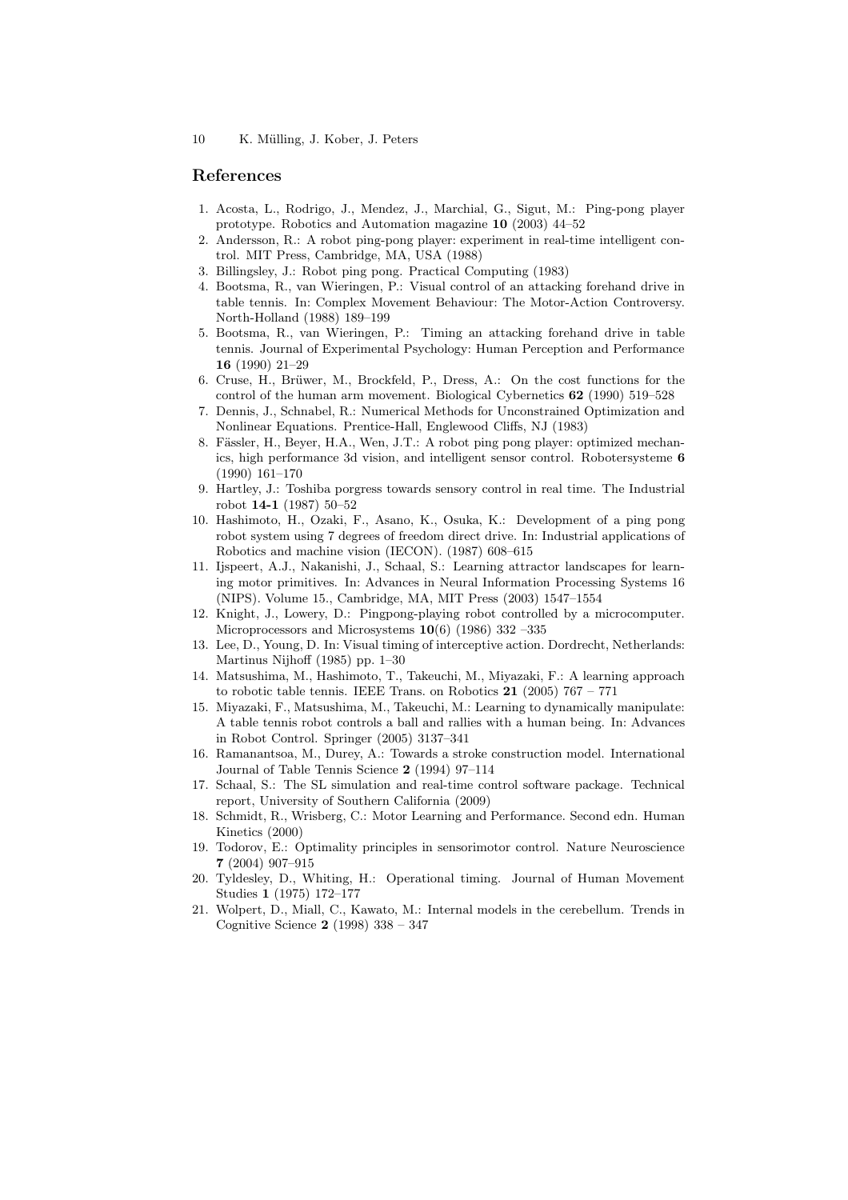## References

1. Acosta, L., Rodrigo, J., Mendez, J., Marchial, G., Sigut, M.: Ping-pong player prototype. Robotics and Automation magazine **10** (2003) 44–52
2. Andersson, R.: A robot ping-pong player: experiment in real-time intelligent control. MIT Press, Cambridge, MA, USA (1988)
3. Billingsley, J.: Robot ping pong. Practical Computing (1983)
4. Bootsma, R., van Wieringen, P.: Visual control of an attacking forehand drive in table tennis. In: Complex Movement Behaviour: The Motor-Action Controversy. North-Holland (1988) 189–199
5. Bootsma, R., van Wieringen, P.: Timing an attacking forehand drive in table tennis. Journal of Experimental Psychology: Human Perception and Performance **16** (1990) 21–29
6. Cruse, H., Brüwer, M., Brockfeld, P., Dress, A.: On the cost functions for the control of the human arm movement. Biological Cybernetics **62** (1990) 519–528
7. Dennis, J., Schnabel, R.: Numerical Methods for Unconstrained Optimization and Nonlinear Equations. Prentice-Hall, Englewood Cliffs, NJ (1983)
8. Fässler, H., Beyer, H.A., Wen, J.T.: A robot ping pong player: optimized mechanics, high performance 3d vision, and intelligent sensor control. Robotersysteme **6** (1990) 161–170
9. Hartley, J.: Toshiba porgress towards sensory control in real time. The Industrial robot **14-1** (1987) 50–52
10. Hashimoto, H., Ozaki, F., Asano, K., Osuka, K.: Development of a ping pong robot system using 7 degrees of freedom direct drive. In: Industrial applications of Robotics and machine vision (IECON). (1987) 608–615
11. Ijspeert, A.J., Nakanishi, J., Schaal, S.: Learning attractor landscapes for learning motor primitives. In: Advances in Neural Information Processing Systems 16 (NIPS). Volume 15., Cambridge, MA, MIT Press (2003) 1547–1554
12. Knight, J., Lowery, D.: Pingpong-playing robot controlled by a microcomputer. Microprocessors and Microsystems **10**(6) (1986) 332 –335
13. Lee, D., Young, D. In: Visual timing of interceptive action. Dordrecht, Netherlands: Martinus Nijhoff (1985) pp. 1–30
14. Matsushima, M., Hashimoto, T., Takeuchi, M., Miyazaki, F.: A learning approach to robotic table tennis. IEEE Trans. on Robotics **21** (2005) 767 – 771
15. Miyazaki, F., Matsushima, M., Takeuchi, M.: Learning to dynamically manipulate: A table tennis robot controls a ball and rallies with a human being. In: Advances in Robot Control. Springer (2005) 3137–341
16. Ramanantsoa, M., Durey, A.: Towards a stroke construction model. International Journal of Table Tennis Science **2** (1994) 97–114
17. Schaal, S.: The SL simulation and real-time control software package. Technical report, University of Southern California (2009)
18. Schmidt, R., Wrisberg, C.: Motor Learning and Performance. Second edn. Human Kinetics (2000)
19. Todorov, E.: Optimality principles in sensorimotor control. Nature Neuroscience **7** (2004) 907–915
20. Tyldesley, D., Whiting, H.: Operational timing. Journal of Human Movement Studies **1** (1975) 172–177
21. Wolpert, D., Miall, C., Kawato, M.: Internal models in the cerebellum. Trends in Cognitive Science **2** (1998) 338 – 347